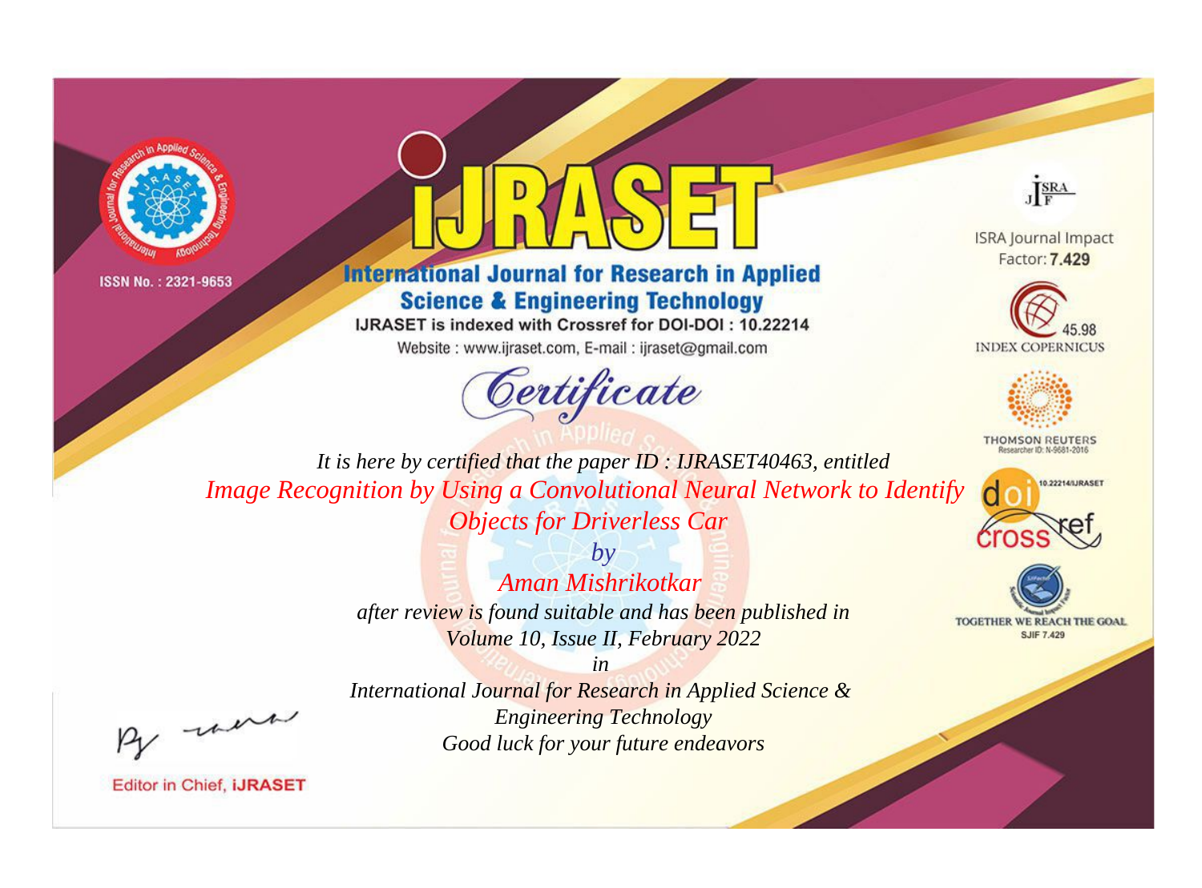ISSN No. : 2321-9653

# IJRASET

## International Journal for Research in Applied Science & Engineering Technology

IJRASET is indexed with Crossref for DOI-DOI : 10.22214

Website : www.ijraset.com, E-mail : ijraset@gmail.com

ISRA Journal Impact Factor: **7.429**

45.98 INDEX COPERNICUS

THOMSON REUTERS Researcher ID: N-9681-2016

10.22214/IJRASET

TOGETHER WE REACH THE GOAL SJIF 7.429

# *Certificate*

*It is here by certified that the paper ID : IJRASET40463, entitled*

*Image Recognition by Using a Convolutional Neural Network to Identify Objects for Driverless Car*

*by*

*Aman Mishrikotkar*

*after review is found suitable and has been published in*

*Volume 10, Issue II, February 2022*

*in*

*International Journal for Research in Applied Science & Engineering Technology*

*Good luck for your future endeavors*

Editor in Chief, **iJRASET**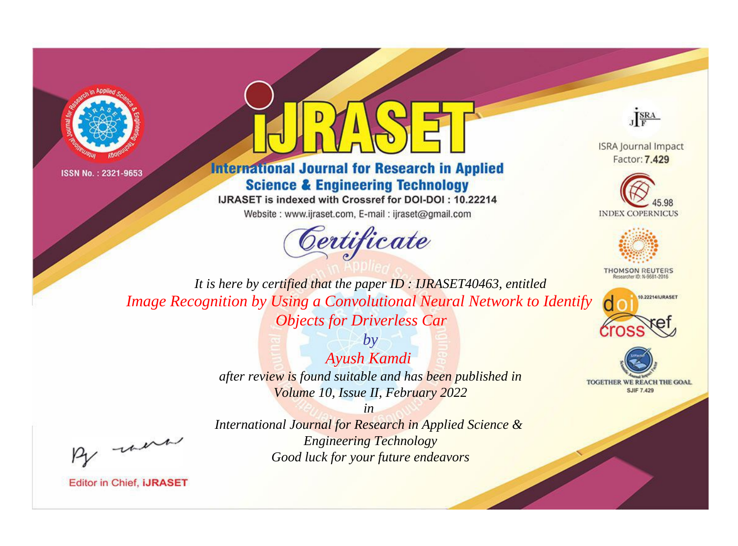ISSN No. : 2321-9653

# iJRASET

## International Journal for Research in Applied Science & Engineering Technology

IJRASET is indexed with Crossref for DOI-DOI : 10.22214

Website : www.ijraset.com, E-mail : ijraset@gmail.com

ISRA Journal Impact Factor: **7.429**

45.98 INDEX COPERNICUS

THOMSON REUTERS Researcher ID: N-9681-2016

10.22214/IJRASET

TOGETHER WE REACH THE GOAL SJIF 7.429

# *Certificate*

*It is here by certified that the paper ID : IJRASET40463, entitled*

*Image Recognition by Using a Convolutional Neural Network to Identify Objects for Driverless Car*

*by*

*Ayush Kamdi*

*after review is found suitable and has been published in*

*Volume 10, Issue II, February 2022*

*in*

*International Journal for Research in Applied Science & Engineering Technology*

*Good luck for your future endeavors*

Editor in Chief, **iJRASET**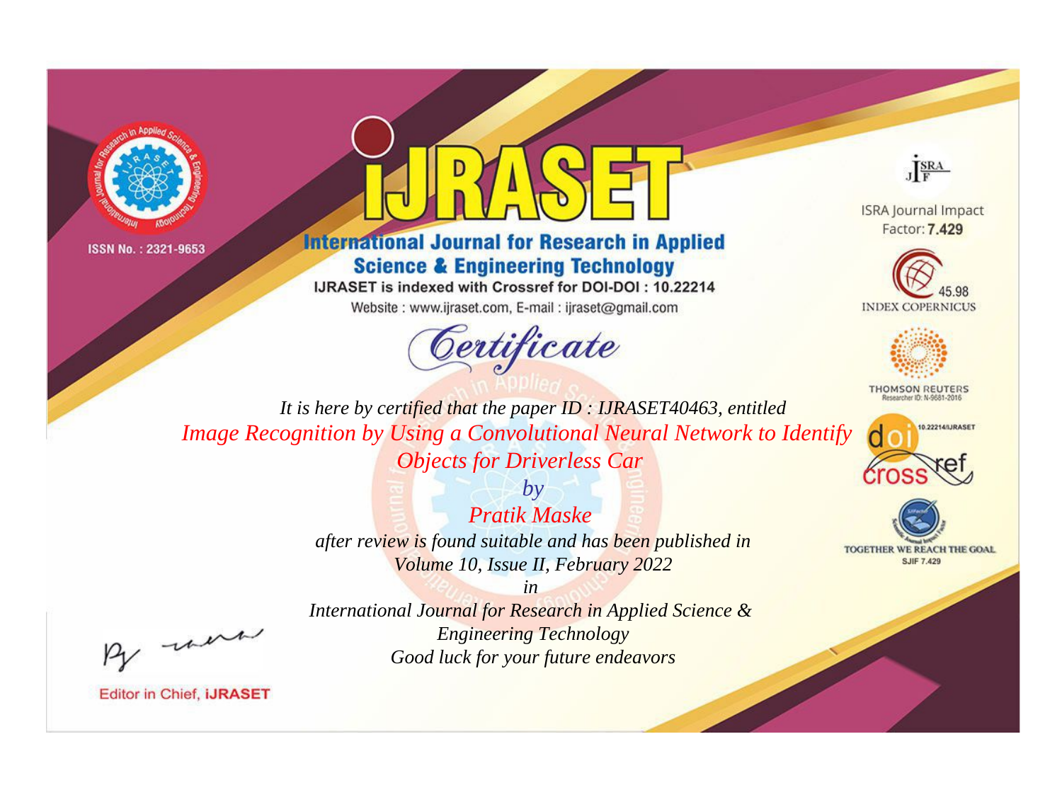ISSN No. : 2321-9653

# IJRASET

## International Journal for Research in Applied Science & Engineering Technology

IJRASET is indexed with Crossref for DOI-DOI : 10.22214

Website : www.ijraset.com, E-mail : ijraset@gmail.com

ISRA Journal Impact Factor: **7.429**

45.98 INDEX COPERNICUS

THOMSON REUTERS Researcher ID: N-9681-2016

10.22214/IJRASET

TOGETHER WE REACH THE GOAL SJIF 7.429

# *Certificate*

*It is here by certified that the paper ID : IJRASET40463, entitled*

*Image Recognition by Using a Convolutional Neural Network to Identify Objects for Driverless Car*

*by*

*Pratik Maske*

*after review is found suitable and has been published in*

*Volume 10, Issue II, February 2022*

*in*

*International Journal for Research in Applied Science & Engineering Technology*

*Good luck for your future endeavors*

Editor in Chief, **iJRASET**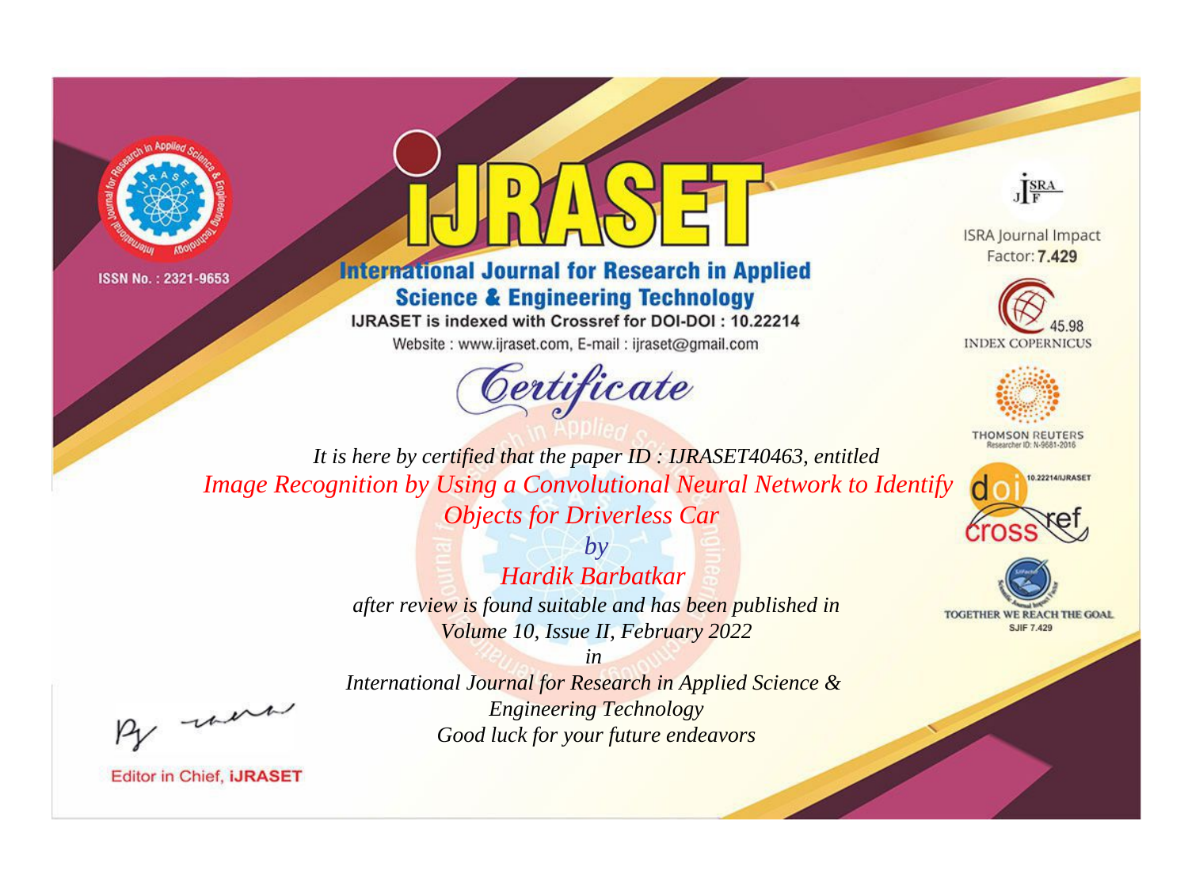ISSN No. : 2321-9653

# iJRASET

## International Journal for Research in Applied Science & Engineering Technology

IJRASET is indexed with Crossref for DOI-DOI : 10.22214

Website : www.ijraset.com, E-mail : ijraset@gmail.com

ISRA Journal Impact Factor: **7.429**

45.98 INDEX COPERNICUS

THOMSON REUTERS Researcher ID: N-9681-2016

10.22214/IJRASET

TOGETHER WE REACH THE GOAL SJIF 7.429

# *Certificate*

*It is here by certified that the paper ID : IJRASET40463, entitled*

*Image Recognition by Using a Convolutional Neural Network to Identify Objects for Driverless Car*

*by*

*Hardik Barbatkar*

*after review is found suitable and has been published in*

*Volume 10, Issue II, February 2022*

*in*

*International Journal for Research in Applied Science & Engineering Technology*

*Good luck for your future endeavors*

Editor in Chief, **iJRASET**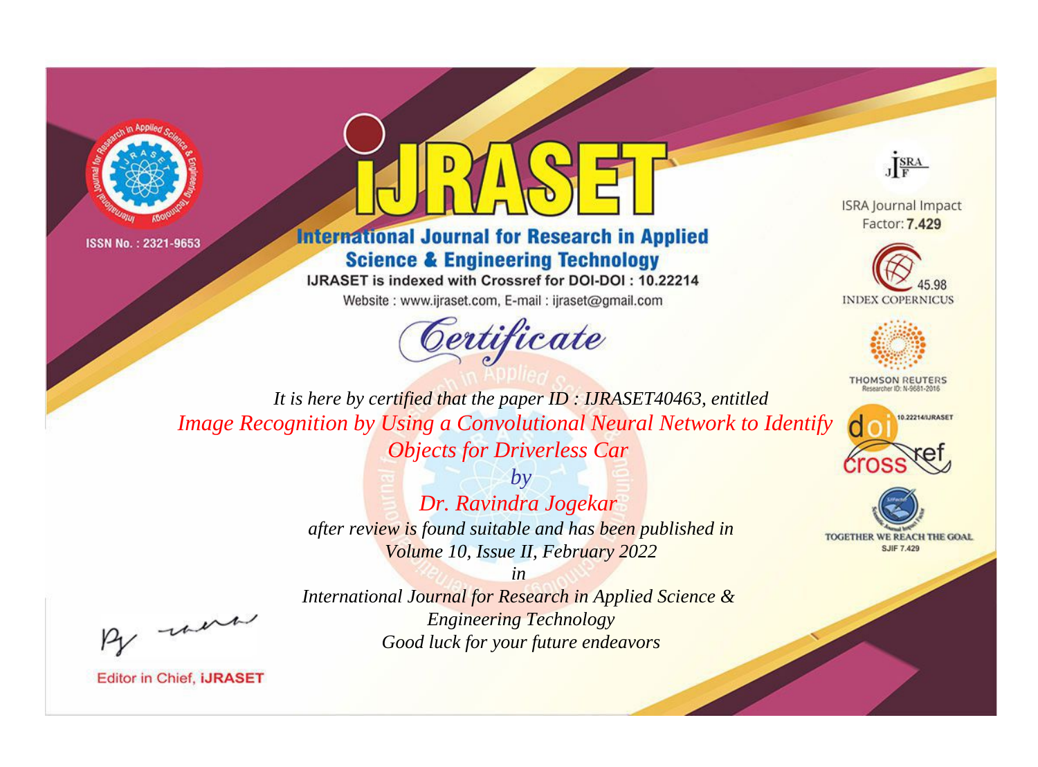ISSN No. : 2321-9653

# IJRASET

## International Journal for Research in Applied Science & Engineering Technology

IJRASET is indexed with Crossref for DOI-DOI : 10.22214

Website : www.ijraset.com, E-mail : ijraset@gmail.com

ISRA Journal Impact Factor: **7.429**

45.98 INDEX COPERNICUS

THOMSON REUTERS Researcher ID: N-9681-2016

10.22214/IJRASET

TOGETHER WE REACH THE GOAL SJIF 7.429

*Certificate*

*It is here by certified that the paper ID : IJRASET40463, entitled*

*Image Recognition by Using a Convolutional Neural Network to Identify Objects for Driverless Car*

*by*

*Dr. Ravindra Jogekar*

*after review is found suitable and has been published in Volume 10, Issue II, February 2022*

*in*

*International Journal for Research in Applied Science & Engineering Technology*

*Good luck for your future endeavors*

Editor in Chief, **iJRASET**